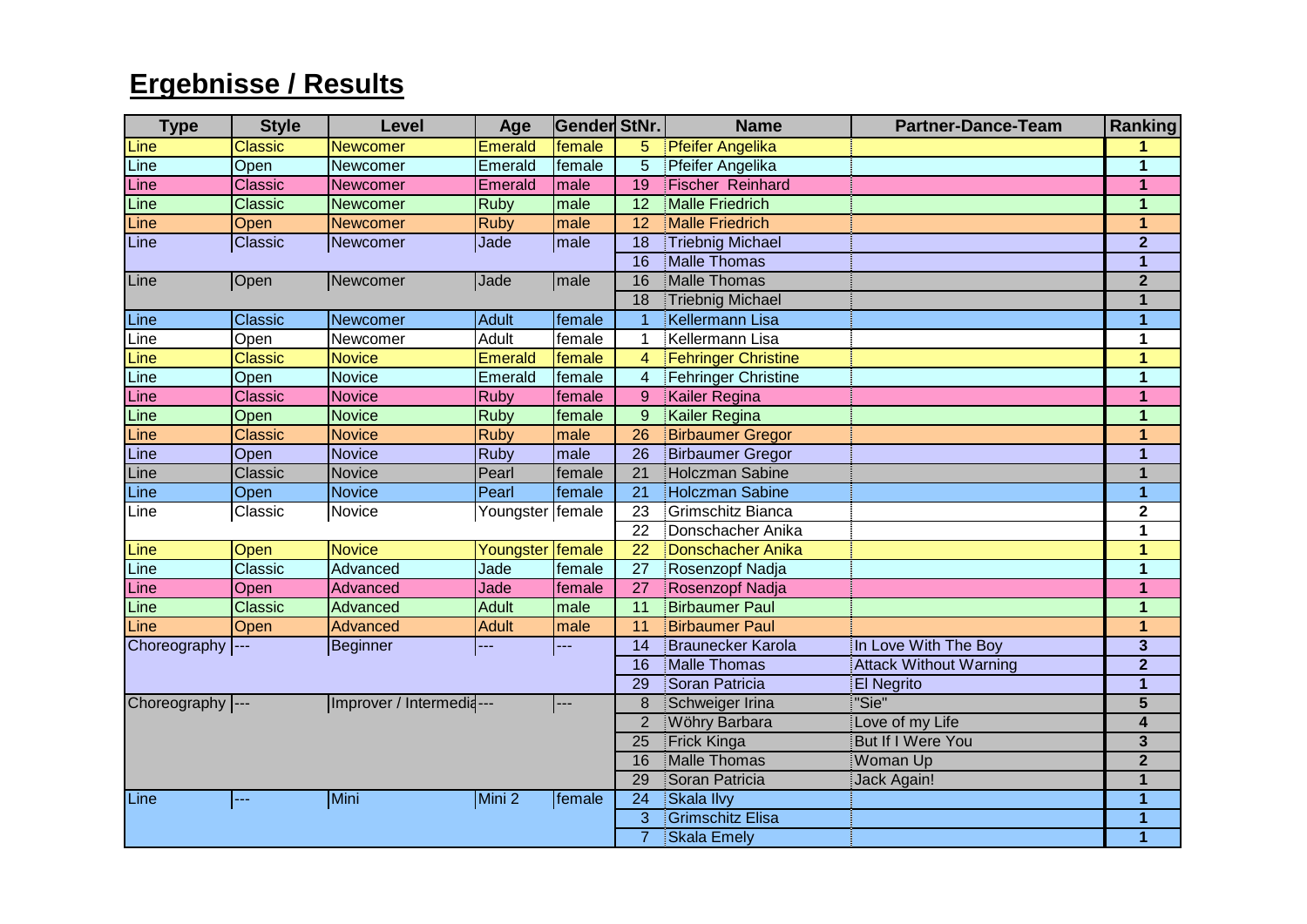# Ergebnisse / Results

| Type | Style | Level | Age | Gender | StNr. | Name | Partner-Dance-Team | Ranking |
|---|---|---|---|---|---|---|---|---|
| Line | Classic | Newcomer | Emerald | female | 5 | Pfeifer Angelika | | 1 |
| Line | Open | Newcomer | Emerald | female | 5 | Pfeifer Angelika | | 1 |
| Line | Classic | Newcomer | Emerald | male | 19 | Fischer Reinhard | | 1 |
| Line | Classic | Newcomer | Ruby | male | 12 | Malle Friedrich | | 1 |
| Line | Open | Newcomer | Ruby | male | 12 | Malle Friedrich | | 1 |
| Line | Classic | Newcomer | Jade | male | 18 | Triebnig Michael | | 2 |
| | | | | | 16 | Malle Thomas | | 1 |
| Line | Open | Newcomer | Jade | male | 16 | Malle Thomas | | 2 |
| | | | | | 18 | Triebnig Michael | | 1 |
| Line | Classic | Newcomer | Adult | female | 1 | Kellermann Lisa | | 1 |
| Line | Open | Newcomer | Adult | female | 1 | Kellermann Lisa | | 1 |
| Line | Classic | Novice | Emerald | female | 4 | Fehringer Christine | | 1 |
| Line | Open | Novice | Emerald | female | 4 | Fehringer Christine | | 1 |
| Line | Classic | Novice | Ruby | female | 9 | Kailer Regina | | 1 |
| Line | Open | Novice | Ruby | female | 9 | Kailer Regina | | 1 |
| Line | Classic | Novice | Ruby | male | 26 | Birbaumer Gregor | | 1 |
| Line | Open | Novice | Ruby | male | 26 | Birbaumer Gregor | | 1 |
| Line | Classic | Novice | Pearl | female | 21 | Holczman Sabine | | 1 |
| Line | Open | Novice | Pearl | female | 21 | Holczman Sabine | | 1 |
| Line | Classic | Novice | Youngster | female | 23 | Grimschitz Bianca | | 2 |
| | | | | | 22 | Donschacher Anika | | 1 |
| Line | Open | Novice | Youngster | female | 22 | Donschacher Anika | | 1 |
| Line | Classic | Advanced | Jade | female | 27 | Rosenzopf Nadja | | 1 |
| Line | Open | Advanced | Jade | female | 27 | Rosenzopf Nadja | | 1 |
| Line | Classic | Advanced | Adult | male | 11 | Birbaumer Paul | | 1 |
| Line | Open | Advanced | Adult | male | 11 | Birbaumer Paul | | 1 |
| Choreography | --- | Beginner | --- | --- | 14 | Braunecker Karola | In Love With The Boy | 3 |
| | | | | | 16 | Malle Thomas | Attack Without Warning | 2 |
| | | | | | 29 | Soran Patricia | El Negrito | 1 |
| Choreography | --- | Improver / Intermedia | --- | --- | 8 | Schweiger Irina | "Sie" | 5 |
| | | | | | 2 | Wöhry Barbara | Love of my Life | 4 |
| | | | | | 25 | Frick Kinga | But If I Were You | 3 |
| | | | | | 16 | Malle Thomas | Woman Up | 2 |
| | | | | | 29 | Soran Patricia | Jack Again! | 1 |
| Line | --- | Mini | Mini 2 | female | 24 | Skala Ilvy | | 1 |
| | | | | | 3 | Grimschitz Elisa | | 1 |
| | | | | | 7 | Skala Emely | | 1 |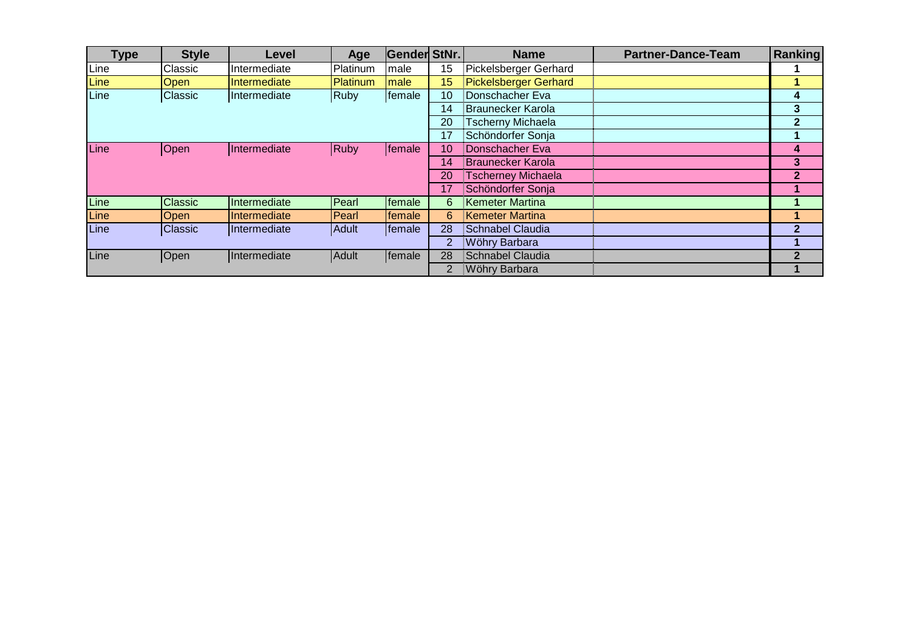| Type | Style | Level | Age | Gender | StNr. | Name | Partner-Dance-Team | Ranking |
|---|---|---|---|---|---|---|---|---|
| Line | Classic | Intermediate | Platinum | male | 15 | Pickelsberger Gerhard | | 1 |
| Line | Open | Intermediate | Platinum | male | 15 | Pickelsberger Gerhard | | 1 |
| Line | Classic | Intermediate | Ruby | female | 10 | Donschacher Eva | | 4 |
| | | | | | 14 | Braunecker Karola | | 3 |
| | | | | | 20 | Tscherny Michaela | | 2 |
| | | | | | 17 | Schöndorfer Sonja | | 1 |
| Line | Open | Intermediate | Ruby | female | 10 | Donschacher Eva | | 4 |
| | | | | | 14 | Braunecker Karola | | 3 |
| | | | | | 20 | Tscherney Michaela | | 2 |
| | | | | | 17 | Schöndorfer Sonja | | 1 |
| Line | Classic | Intermediate | Pearl | female | 6 | Kemeter Martina | | 1 |
| Line | Open | Intermediate | Pearl | female | 6 | Kemeter Martina | | 1 |
| Line | Classic | Intermediate | Adult | female | 28 | Schnabel Claudia | | 2 |
| | | | | | 2 | Wöhry Barbara | | 1 |
| Line | Open | Intermediate | Adult | female | 28 | Schnabel Claudia | | 2 |
| | | | | | 2 | Wöhry Barbara | | 1 |